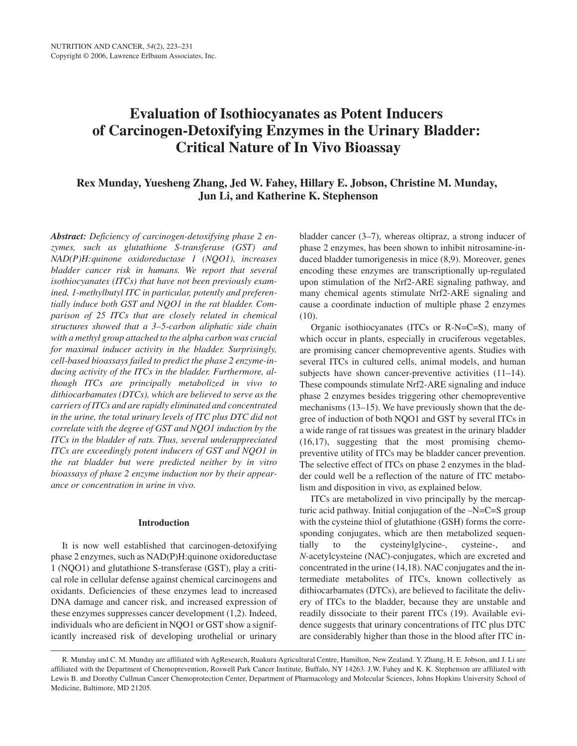# Evaluation of Isothiocyanates as Potent Inducers of Carcinogen-Detoxifying Enzymes in the Urinary Bladder: Critical Nature of In Vivo Bioassay

**Rex Munday, Yuesheng Zhang, Jed W. Fahey, Hillary E. Jobson, Christine M. Munday, Jun Li, and Katherine K. Stephenson**

***Abstract:*** *Deficiency of carcinogen-detoxifying phase 2 enzymes, such as glutathione S-transferase (GST) and NAD(P)H:quinone oxidoreductase 1 (NQO1), increases bladder cancer risk in humans. We report that several isothiocyanates (ITCs) that have not been previously examined, 1-methylbutyl ITC in particular, potently and preferentially induce both GST and NQO1 in the rat bladder. Comparison of 25 ITCs that are closely related in chemical structures showed that a 3–5-carbon aliphatic side chain with a methyl group attached to the alpha carbon was crucial for maximal inducer activity in the bladder. Surprisingly, cell-based bioassays failed to predict the phase 2 enzyme-inducing activity of the ITCs in the bladder. Furthermore, although ITCs are principally metabolized in vivo to dithiocarbamates (DTCs), which are believed to serve as the carriers of ITCs and are rapidly eliminated and concentrated in the urine, the total urinary levels of ITC plus DTC did not correlate with the degree of GST and NQO1 induction by the ITCs in the bladder of rats. Thus, several underappreciated ITCs are exceedingly potent inducers of GST and NQO1 in the rat bladder but were predicted neither by in vitro bioassays of phase 2 enzyme induction nor by their appearance or concentration in urine in vivo.*

## Introduction

It is now well established that carcinogen-detoxifying phase 2 enzymes, such as NAD(P)H:quinone oxidoreductase 1 (NQO1) and glutathione S-transferase (GST), play a critical role in cellular defense against chemical carcinogens and oxidants. Deficiencies of these enzymes lead to increased DNA damage and cancer risk, and increased expression of these enzymes suppresses cancer development (1,2). Indeed, individuals who are deficient in NQO1 or GST show a significantly increased risk of developing urothelial or urinary bladder cancer (3–7), whereas oltipraz, a strong inducer of phase 2 enzymes, has been shown to inhibit nitrosamine-induced bladder tumorigenesis in mice (8,9). Moreover, genes encoding these enzymes are transcriptionally up-regulated upon stimulation of the Nrf2-ARE signaling pathway, and many chemical agents stimulate Nrf2-ARE signaling and cause a coordinate induction of multiple phase 2 enzymes (10).

Organic isothiocyanates (ITCs or R-N=C=S), many of which occur in plants, especially in cruciferous vegetables, are promising cancer chemopreventive agents. Studies with several ITCs in cultured cells, animal models, and human subjects have shown cancer-preventive activities (11–14). These compounds stimulate Nrf2-ARE signaling and induce phase 2 enzymes besides triggering other chemopreventive mechanisms (13–15). We have previously shown that the degree of induction of both NQO1 and GST by several ITCs in a wide range of rat tissues was greatest in the urinary bladder (16,17), suggesting that the most promising chemopreventive utility of ITCs may be bladder cancer prevention. The selective effect of ITCs on phase 2 enzymes in the bladder could well be a reflection of the nature of ITC metabolism and disposition in vivo, as explained below.

ITCs are metabolized in vivo principally by the mercapturic acid pathway. Initial conjugation of the –N=C=S group with the cysteine thiol of glutathione (GSH) forms the corresponding conjugates, which are then metabolized sequentially to the cysteinylglycine-, cysteine-, and *N*-acetylcysteine (NAC)-conjugates, which are excreted and concentrated in the urine (14,18). NAC conjugates and the intermediate metabolites of ITCs, known collectively as dithiocarbamates (DTCs), are believed to facilitate the delivery of ITCs to the bladder, because they are unstable and readily dissociate to their parent ITCs (19). Available evidence suggests that urinary concentrations of ITC plus DTC are considerably higher than those in the blood after ITC in-

---

R. Munday and C. M. Munday are affiliated with AgResearch, Ruakura Agricultural Centre, Hamilton, New Zealand. Y. Zhang, H. E. Jobson, and J. Li are affiliated with the Department of Chemoprevention, Roswell Park Cancer Institute, Buffalo, NY 14263. J.W. Fahey and K. K. Stephenson are affiliated with Lewis B. and Dorothy Cullman Cancer Chemoprotection Center, Department of Pharmacology and Molecular Sciences, Johns Hopkins University School of Medicine, Baltimore, MD 21205.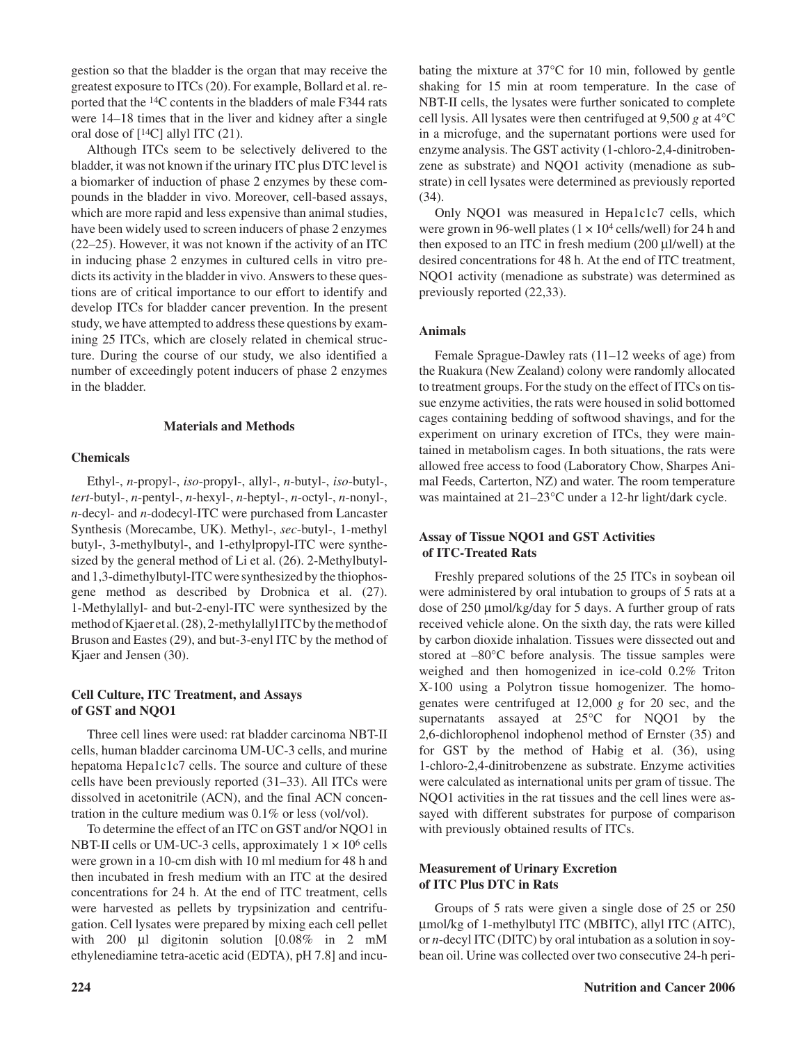gestion so that the bladder is the organ that may receive the greatest exposure to ITCs (20). For example, Bollard et al. reported that the $^{14}C$ contents in the bladders of male F344 rats were 14–18 times that in the liver and kidney after a single oral dose of [$^{14}C$] allyl ITC (21).

Although ITCs seem to be selectively delivered to the bladder, it was not known if the urinary ITC plus DTC level is a biomarker of induction of phase 2 enzymes by these compounds in the bladder in vivo. Moreover, cell-based assays, which are more rapid and less expensive than animal studies, have been widely used to screen inducers of phase 2 enzymes (22–25). However, it was not known if the activity of an ITC in inducing phase 2 enzymes in cultured cells in vitro predicts its activity in the bladder in vivo. Answers to these questions are of critical importance to our effort to identify and develop ITCs for bladder cancer prevention. In the present study, we have attempted to address these questions by examining 25 ITCs, which are closely related in chemical structure. During the course of our study, we also identified a number of exceedingly potent inducers of phase 2 enzymes in the bladder.

## Materials and Methods

### Chemicals

Ethyl-, *n*-propyl-, *iso*-propyl-, allyl-, *n*-butyl-, *iso*-butyl-, *tert*-butyl-, *n*-pentyl-, *n*-hexyl-, *n*-heptyl-, *n*-octyl-, *n*-nonyl-, *n*-decyl- and *n*-dodecyl-ITC were purchased from Lancaster Synthesis (Morecambe, UK). Methyl-, *sec*-butyl-, 1-methyl butyl-, 3-methylbutyl-, and 1-ethylpropyl-ITC were synthesized by the general method of Li et al. (26). 2-Methylbutyl- and 1,3-dimethylbutyl-ITC were synthesized by the thiophosgene method as described by Drobnica et al. (27). 1-Methylallyl- and but-2-enyl-ITC were synthesized by the method of Kjaer et al. (28), 2-methylallyl ITC by the method of Bruson and Eastes (29), and but-3-enyl ITC by the method of Kjaer and Jensen (30).

### Cell Culture, ITC Treatment, and Assays of GST and NQO1

Three cell lines were used: rat bladder carcinoma NBT-II cells, human bladder carcinoma UM-UC-3 cells, and murine hepatoma Hepa1c1c7 cells. The source and culture of these cells have been previously reported (31–33). All ITCs were dissolved in acetonitrile (ACN), and the final ACN concentration in the culture medium was 0.1% or less (vol/vol).

To determine the effect of an ITC on GST and/or NQO1 in NBT-II cells or UM-UC-3 cells, approximately $1 \times 10^6$ cells were grown in a 10-cm dish with 10 ml medium for 48 h and then incubated in fresh medium with an ITC at the desired concentrations for 24 h. At the end of ITC treatment, cells were harvested as pellets by trypsinization and centrifugation. Cell lysates were prepared by mixing each cell pellet with 200 µl digitonin solution [0.08% in 2 mM ethylenediamine tetra-acetic acid (EDTA), pH 7.8] and incubating the mixture at 37°C for 10 min, followed by gentle shaking for 15 min at room temperature. In the case of NBT-II cells, the lysates were further sonicated to complete cell lysis. All lysates were then centrifuged at 9,500 *g* at 4°C in a microfuge, and the supernatant portions were used for enzyme analysis. The GST activity (1-chloro-2,4-dinitrobenzene as substrate) and NQO1 activity (menadione as substrate) in cell lysates were determined as previously reported (34).

Only NQO1 was measured in Hepa1c1c7 cells, which were grown in 96-well plates ($1 \times 10^4$ cells/well) for 24 h and then exposed to an ITC in fresh medium (200 µl/well) at the desired concentrations for 48 h. At the end of ITC treatment, NQO1 activity (menadione as substrate) was determined as previously reported (22,33).

### Animals

Female Sprague-Dawley rats (11–12 weeks of age) from the Ruakura (New Zealand) colony were randomly allocated to treatment groups. For the study on the effect of ITCs on tissue enzyme activities, the rats were housed in solid bottomed cages containing bedding of softwood shavings, and for the experiment on urinary excretion of ITCs, they were maintained in metabolism cages. In both situations, the rats were allowed free access to food (Laboratory Chow, Sharpes Animal Feeds, Carterton, NZ) and water. The room temperature was maintained at 21–23°C under a 12-hr light/dark cycle.

### Assay of Tissue NQO1 and GST Activities of ITC-Treated Rats

Freshly prepared solutions of the 25 ITCs in soybean oil were administered by oral intubation to groups of 5 rats at a dose of 250 µmol/kg/day for 5 days. A further group of rats received vehicle alone. On the sixth day, the rats were killed by carbon dioxide inhalation. Tissues were dissected out and stored at –80°C before analysis. The tissue samples were weighed and then homogenized in ice-cold 0.2% Triton X-100 using a Polytron tissue homogenizer. The homogenates were centrifuged at 12,000 *g* for 20 sec, and the supernatants assayed at 25°C for NQO1 by the 2,6-dichlorophenol indophenol method of Ernster (35) and for GST by the method of Habig et al. (36), using 1-chloro-2,4-dinitrobenzene as substrate. Enzyme activities were calculated as international units per gram of tissue. The NQO1 activities in the rat tissues and the cell lines were assayed with different substrates for purpose of comparison with previously obtained results of ITCs.

### Measurement of Urinary Excretion of ITC Plus DTC in Rats

Groups of 5 rats were given a single dose of 25 or 250 µmol/kg of 1-methylbutyl ITC (MBITC), allyl ITC (AITC), or *n*-decyl ITC (DITC) by oral intubation as a solution in soybean oil. Urine was collected over two consecutive 24-h peri-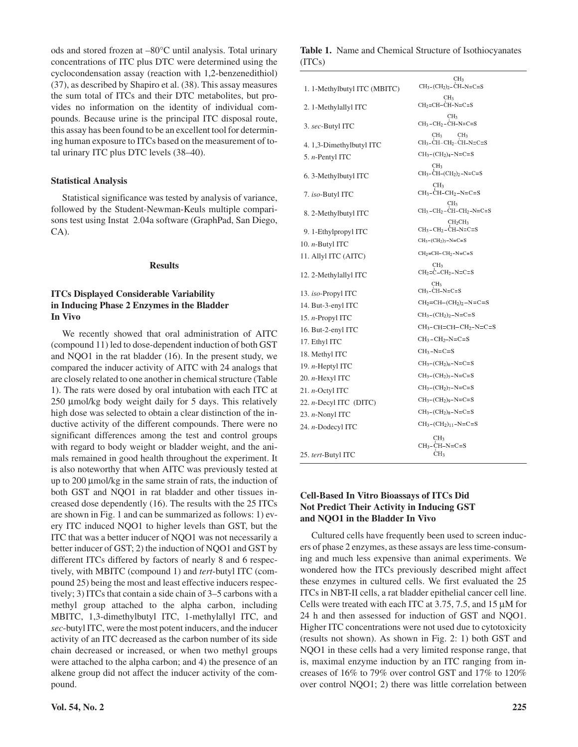ods and stored frozen at –80°C until analysis. Total urinary concentrations of ITC plus DTC were determined using the cyclocondensation assay (reaction with 1,2-benzenedithiol) (37), as described by Shapiro et al. (38). This assay measures the sum total of ITCs and their DTC metabolites, but provides no information on the identity of individual compounds. Because urine is the principal ITC disposal route, this assay has been found to be an excellent tool for determining human exposure to ITCs based on the measurement of total urinary ITC plus DTC levels (38–40).

### Statistical Analysis

Statistical significance was tested by analysis of variance, followed by the Student-Newman-Keuls multiple comparisons test using Instat 2.04a software (GraphPad, San Diego, CA).

## Results

### ITCs Displayed Considerable Variability in Inducing Phase 2 Enzymes in the Bladder In Vivo

We recently showed that oral administration of AITC (compound 11) led to dose-dependent induction of both GST and NQO1 in the rat bladder (16). In the present study, we compared the inducer activity of AITC with 24 analogs that are closely related to one another in chemical structure (Table 1). The rats were dosed by oral intubation with each ITC at 250 µmol/kg body weight daily for 5 days. This relatively high dose was selected to obtain a clear distinction of the inductive activity of the different compounds. There were no significant differences among the test and control groups with regard to body weight or bladder weight, and the animals remained in good health throughout the experiment. It is also noteworthy that when AITC was previously tested at up to 200 µmol/kg in the same strain of rats, the induction of both GST and NQO1 in rat bladder and other tissues increased dose dependently (16). The results with the 25 ITCs are shown in Fig. 1 and can be summarized as follows: 1) every ITC induced NQO1 to higher levels than GST, but the ITC that was a better inducer of NQO1 was not necessarily a better inducer of GST; 2) the induction of NQO1 and GST by different ITCs differed by factors of nearly 8 and 6 respectively, with MBITC (compound 1) and *tert*-butyl ITC (compound 25) being the most and least effective inducers respectively; 3) ITCs that contain a side chain of 3–5 carbons with a methyl group attached to the alpha carbon, including MBITC, 1,3-dimethylbutyl ITC, 1-methylallyl ITC, and *sec*-butyl ITC, were the most potent inducers, and the inducer activity of an ITC decreased as the carbon number of its side chain decreased or increased, or when two methyl groups were attached to the alpha carbon; and 4) the presence of an alkene group did not affect the inducer activity of the compound.

**Table 1.** Name and Chemical Structure of Isothiocyanates (ITCs)

| Name | Structure |
|---|---|
| 1. 1-Methylbutyl ITC (MBITC) | $CH_3-(CH_2)_2-CH(CH_3)-N=C=S$ |
| 2. 1-Methylallyl ITC | $CH_2=CH-CH(CH_3)-N=C=S$ |
| 3. *sec*-Butyl ITC | $CH_3-CH_2-CH(CH_3)-N=C=S$ |
| 4. 1,3-Dimethylbutyl ITC | $CH_3-CH(CH_3)-CH_2-CH(CH_3)-N=C=S$ |
| 5. *n*-Pentyl ITC | $CH_3-(CH_2)_4-N=C=S$ |
| 6. 3-Methylbutyl ITC | $CH_3-CH(CH_3)-(CH_2)_2-N=C=S$ |
| 7. *iso*-Butyl ITC | $CH_3-CH(CH_3)-CH_2-N=C=S$ |
| 8. 2-Methylbutyl ITC | $CH_3-CH_2-CH(CH_3)-CH_2-N=C=S$ |
| 9. 1-Ethylpropyl ITC | $CH_3-CH_2-CH(CH_2CH_3)-N=C=S$ |
| 10. *n*-Butyl ITC | $CH_3-(CH_2)_3-N=C=S$ |
| 11. Allyl ITC (AITC) | $CH_2=CH-CH_2-N=C=S$ |
| 12. 2-Methylallyl ITC | $CH_2=C(CH_3)-CH_2-N=C=S$ |
| 13. *iso*-Propyl ITC | $CH_3-CH(CH_3)-N=C=S$ |
| 14. But-3-enyl ITC | $CH_2=CH-(CH_2)_2-N=C=S$ |
| 15. *n*-Propyl ITC | $CH_3-(CH_2)_2-N=C=S$ |
| 16. But-2-enyl ITC | $CH_3-CH=CH-CH_2-N=C=S$ |
| 17. Ethyl ITC | $CH_3-CH_2-N=C=S$ |
| 18. Methyl ITC | $CH_3-N=C=S$ |
| 19. *n*-Heptyl ITC | $CH_3-(CH_2)_6-N=C=S$ |
| 20. *n*-Hexyl ITC | $CH_3-(CH_2)_5-N=C=S$ |
| 21. *n*-Octyl ITC | $CH_3-(CH_2)_7-N=C=S$ |
| 22. *n*-Decyl ITC (DITC) | $CH_3-(CH_2)_9-N=C=S$ |
| 23. *n*-Nonyl ITC | $CH_3-(CH_2)_8-N=C=S$ |
| 24. *n*-Dodecyl ITC | $CH_3-(CH_2)_{11}-N=C=S$ |
| 25. *tert*-Butyl ITC | $CH_3-C(CH_3)_2-N=C=S$ |

### Cell-Based In Vitro Bioassays of ITCs Did Not Predict Their Activity in Inducing GST and NQO1 in the Bladder In Vivo

Cultured cells have frequently been used to screen inducers of phase 2 enzymes, as these assays are less time-consuming and much less expensive than animal experiments. We wondered how the ITCs previously described might affect these enzymes in cultured cells. We first evaluated the 25 ITCs in NBT-II cells, a rat bladder epithelial cancer cell line. Cells were treated with each ITC at 3.75, 7.5, and 15 µM for 24 h and then assessed for induction of GST and NQO1. Higher ITC concentrations were not used due to cytotoxicity (results not shown). As shown in Fig. 2: 1) both GST and NQO1 in these cells had a very limited response range, that is, maximal enzyme induction by an ITC ranging from increases of 16% to 79% over control GST and 17% to 120% over control NQO1; 2) there was little correlation between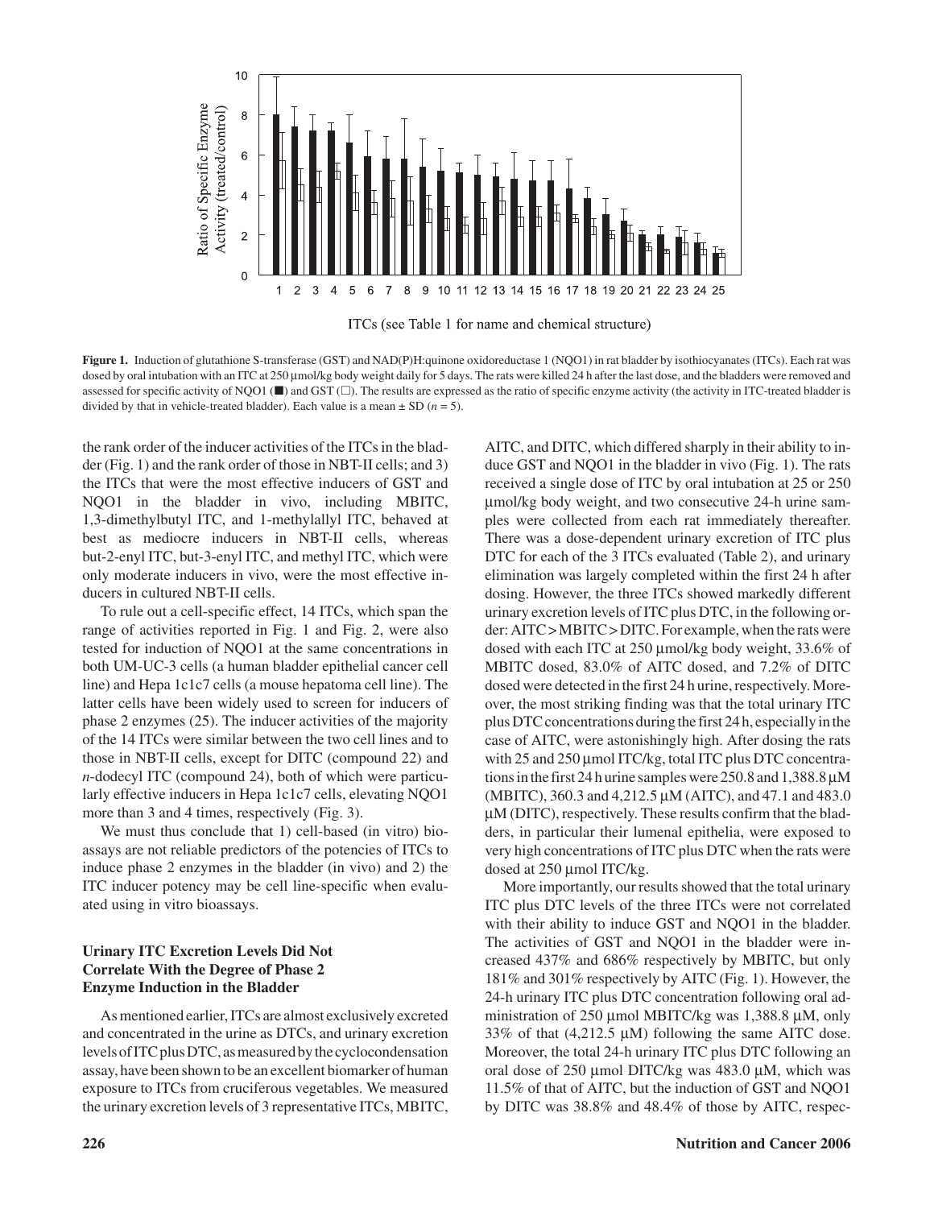Figure 1. Induction of glutathione S-transferase (GST) and NAD(P)H:quinone oxidoreductase 1 (NQO1) in rat bladder by isothiocyanates (ITCs). Each rat was dosed by oral intubation with an ITC at 250 μmol/kg body weight daily for 5 days. The rats were killed 24 h after the last dose, and the bladders were removed and assessed for specific activity of NQO1 (■) and GST (□). The results are expressed as the ratio of specific enzyme activity (the activity in ITC-treated bladder is divided by that in vehicle-treated bladder). Each value is a mean ± SD ($n = 5$).

the rank order of the inducer activities of the ITCs in the bladder (Fig. 1) and the rank order of those in NBT-II cells; and 3) the ITCs that were the most effective inducers of GST and NQO1 in the bladder in vivo, including MBITC, 1,3-dimethylbutyl ITC, and 1-methylallyl ITC, behaved at best as mediocre inducers in NBT-II cells, whereas but-2-enyl ITC, but-3-enyl ITC, and methyl ITC, which were only moderate inducers in vivo, were the most effective inducers in cultured NBT-II cells.

To rule out a cell-specific effect, 14 ITCs, which span the range of activities reported in Fig. 1 and Fig. 2, were also tested for induction of NQO1 at the same concentrations in both UM-UC-3 cells (a human bladder epithelial cancer cell line) and Hepa 1c1c7 cells (a mouse hepatoma cell line). The latter cells have been widely used to screen for inducers of phase 2 enzymes (25). The inducer activities of the majority of the 14 ITCs were similar between the two cell lines and to those in NBT-II cells, except for DITC (compound 22) and *n*-dodecyl ITC (compound 24), both of which were particularly effective inducers in Hepa 1c1c7 cells, elevating NQO1 more than 3 and 4 times, respectively (Fig. 3).

We must thus conclude that 1) cell-based (in vitro) bioassays are not reliable predictors of the potencies of ITCs to induce phase 2 enzymes in the bladder (in vivo) and 2) the ITC inducer potency may be cell line-specific when evaluated using in vitro bioassays.

### Urinary ITC Excretion Levels Did Not Correlate With the Degree of Phase 2 Enzyme Induction in the Bladder

As mentioned earlier, ITCs are almost exclusively excreted and concentrated in the urine as DTCs, and urinary excretion levels of ITC plus DTC, as measured by the cyclocondensation assay, have been shown to be an excellent biomarker of human exposure to ITCs from cruciferous vegetables. We measured the urinary excretion levels of 3 representative ITCs, MBITC, AITC, and DITC, which differed sharply in their ability to induce GST and NQO1 in the bladder in vivo (Fig. 1). The rats received a single dose of ITC by oral intubation at 25 or 250 μmol/kg body weight, and two consecutive 24-h urine samples were collected from each rat immediately thereafter. There was a dose-dependent urinary excretion of ITC plus DTC for each of the 3 ITCs evaluated (Table 2), and urinary elimination was largely completed within the first 24 h after dosing. However, the three ITCs showed markedly different urinary excretion levels of ITC plus DTC, in the following order: AITC > MBITC > DITC. For example, when the rats were dosed with each ITC at 250 μmol/kg body weight, 33.6% of MBITC dosed, 83.0% of AITC dosed, and 7.2% of DITC dosed were detected in the first 24 h urine, respectively. Moreover, the most striking finding was that the total urinary ITC plus DTC concentrations during the first 24 h, especially in the case of AITC, were astonishingly high. After dosing the rats with 25 and 250 μmol ITC/kg, total ITC plus DTC concentrations in the first 24 h urine samples were 250.8 and 1,388.8 μM (MBITC), 360.3 and 4,212.5 μM (AITC), and 47.1 and 483.0 μM (DITC), respectively. These results confirm that the bladders, in particular their lumenal epithelia, were exposed to very high concentrations of ITC plus DTC when the rats were dosed at 250 μmol ITC/kg.

More importantly, our results showed that the total urinary ITC plus DTC levels of the three ITCs were not correlated with their ability to induce GST and NQO1 in the bladder. The activities of GST and NQO1 in the bladder were increased 437% and 686% respectively by MBITC, but only 181% and 301% respectively by AITC (Fig. 1). However, the 24-h urinary ITC plus DTC concentration following oral administration of 250 μmol MBITC/kg was 1,388.8 μM, only 33% of that (4,212.5 μM) following the same AITC dose. Moreover, the total 24-h urinary ITC plus DTC following an oral dose of 250 μmol DITC/kg was 483.0 μM, which was 11.5% of that of AITC, but the induction of GST and NQO1 by DITC was 38.8% and 48.4% of those by AITC, respec-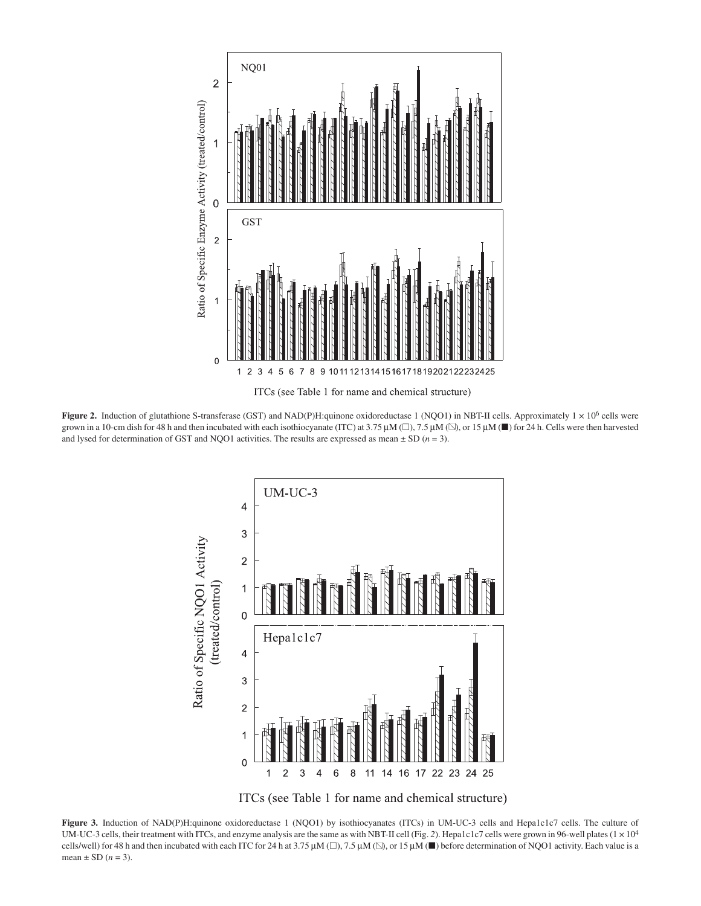**Figure 2.** Induction of glutathione S-transferase (GST) and NAD(P)H:quinone oxidoreductase 1 (NQO1) in NBT-II cells. Approximately $1 \times 10^6$ cells were grown in a 10-cm dish for 48 h and then incubated with each isothiocyanate (ITC) at 3.75 µM (□), 7.5 µM (▨), or 15 µM (■) for 24 h. Cells were then harvested and lysed for determination of GST and NQO1 activities. The results are expressed as mean ± SD (*n* = 3).

**Figure 3.** Induction of NAD(P)H:quinone oxidoreductase 1 (NQO1) by isothiocyanates (ITCs) in UM-UC-3 cells and Hepa1c1c7 cells. The culture of UM-UC-3 cells, their treatment with ITCs, and enzyme analysis are the same as with NBT-II cell (Fig. 2). Hepa1c1c7 cells were grown in 96-well plates ($1 \times 10^4$ cells/well) for 48 h and then incubated with each ITC for 24 h at 3.75 µM (□), 7.5 µM (▨), or 15 µM (■) before determination of NQO1 activity. Each value is a mean ± SD (*n* = 3).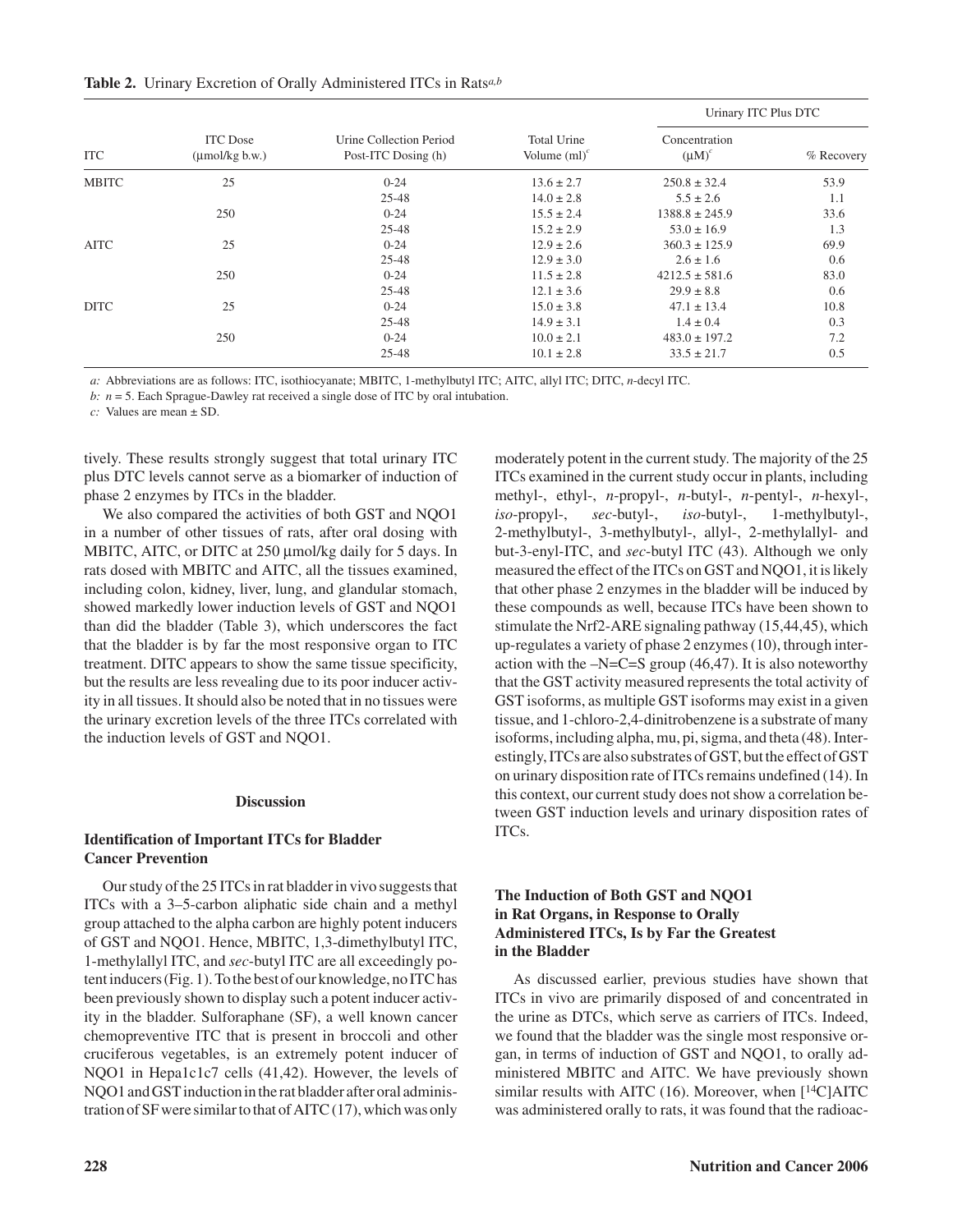**Table 2.** Urinary Excretion of Orally Administered ITCs in Rats[a,b]

| ITC | ITC Dose (μmol/kg b.w.) | Urine Collection Period Post-ITC Dosing (h) | Total Urine Volume (ml)[c] | Urinary ITC Plus DTC | |
|---|---|---|---|---|---|
| | | | | Concentration (μM)[c] | % Recovery |
| MBITC | 25 | 0-24 | 13.6 ± 2.7 | 250.8 ± 32.4 | 53.9 |
| | | 25-48 | 14.0 ± 2.8 | 5.5 ± 2.6 | 1.1 |
| | 250 | 0-24 | 15.5 ± 2.4 | 1388.8 ± 245.9 | 33.6 |
| | | 25-48 | 15.2 ± 2.9 | 53.0 ± 16.9 | 1.3 |
| AITC | 25 | 0-24 | 12.9 ± 2.6 | 360.3 ± 125.9 | 69.9 |
| | | 25-48 | 12.9 ± 3.0 | 2.6 ± 1.6 | 0.6 |
| | 250 | 0-24 | 11.5 ± 2.8 | 4212.5 ± 581.6 | 83.0 |
| | | 25-48 | 12.1 ± 3.6 | 29.9 ± 8.8 | 0.6 |
| DITC | 25 | 0-24 | 15.0 ± 3.8 | 47.1 ± 13.4 | 10.8 |
| | | 25-48 | 14.9 ± 3.1 | 1.4 ± 0.4 | 0.3 |
| | 250 | 0-24 | 10.0 ± 2.1 | 483.0 ± 197.2 | 7.2 |
| | | 25-48 | 10.1 ± 2.8 | 33.5 ± 21.7 | 0.5 |

*a:* Abbreviations are as follows: ITC, isothiocyanate; MBITC, 1-methylbutyl ITC; AITC, allyl ITC; DITC, *n*-decyl ITC.

*b:* $n = 5$. Each Sprague-Dawley rat received a single dose of ITC by oral intubation.

*c:* Values are mean ± SD.

tively. These results strongly suggest that total urinary ITC plus DTC levels cannot serve as a biomarker of induction of phase 2 enzymes by ITCs in the bladder.

We also compared the activities of both GST and NQO1 in a number of other tissues of rats, after oral dosing with MBITC, AITC, or DITC at 250 μmol/kg daily for 5 days. In rats dosed with MBITC and AITC, all the tissues examined, including colon, kidney, liver, lung, and glandular stomach, showed markedly lower induction levels of GST and NQO1 than did the bladder (Table 3), which underscores the fact that the bladder is by far the most responsive organ to ITC treatment. DITC appears to show the same tissue specificity, but the results are less revealing due to its poor inducer activity in all tissues. It should also be noted that in no tissues were the urinary excretion levels of the three ITCs correlated with the induction levels of GST and NQO1.

## Discussion

### Identification of Important ITCs for Bladder Cancer Prevention

Our study of the 25 ITCs in rat bladder in vivo suggests that ITCs with a 3–5-carbon aliphatic side chain and a methyl group attached to the alpha carbon are highly potent inducers of GST and NQO1. Hence, MBITC, 1,3-dimethylbutyl ITC, 1-methylallyl ITC, and *sec*-butyl ITC are all exceedingly potent inducers (Fig. 1). To the best of our knowledge, no ITC has been previously shown to display such a potent inducer activity in the bladder. Sulforaphane (SF), a well known cancer chemopreventive ITC that is present in broccoli and other cruciferous vegetables, is an extremely potent inducer of NQO1 in Hepa1c1c7 cells (41,42). However, the levels of NQO1 and GST induction in the rat bladder after oral administration of SF were similar to that of AITC (17), which was only moderately potent in the current study. The majority of the 25 ITCs examined in the current study occur in plants, including methyl-, ethyl-, *n*-propyl-, *n*-butyl-, *n*-pentyl-, *n*-hexyl-, *iso*-propyl-, *sec*-butyl-, *iso*-butyl-, 1-methylbutyl-, 2-methylbutyl-, 3-methylbutyl-, allyl-, 2-methylallyl- and but-3-enyl-ITC, and *sec*-butyl ITC (43). Although we only measured the effect of the ITCs on GST and NQO1, it is likely that other phase 2 enzymes in the bladder will be induced by these compounds as well, because ITCs have been shown to stimulate the Nrf2-ARE signaling pathway (15,44,45), which up-regulates a variety of phase 2 enzymes (10), through interaction with the –N=C=S group (46,47). It is also noteworthy that the GST activity measured represents the total activity of GST isoforms, as multiple GST isoforms may exist in a given tissue, and 1-chloro-2,4-dinitrobenzene is a substrate of many isoforms, including alpha, mu, pi, sigma, and theta (48). Interestingly, ITCs are also substrates of GST, but the effect of GST on urinary disposition rate of ITCs remains undefined (14). In this context, our current study does not show a correlation between GST induction levels and urinary disposition rates of ITCs.

### The Induction of Both GST and NQO1 in Rat Organs, in Response to Orally Administered ITCs, Is by Far the Greatest in the Bladder

As discussed earlier, previous studies have shown that ITCs in vivo are primarily disposed of and concentrated in the urine as DTCs, which serve as carriers of ITCs. Indeed, we found that the bladder was the single most responsive organ, in terms of induction of GST and NQO1, to orally administered MBITC and AITC. We have previously shown similar results with AITC (16). Moreover, when [$^{14}$C]AITC was administered orally to rats, it was found that the radioac-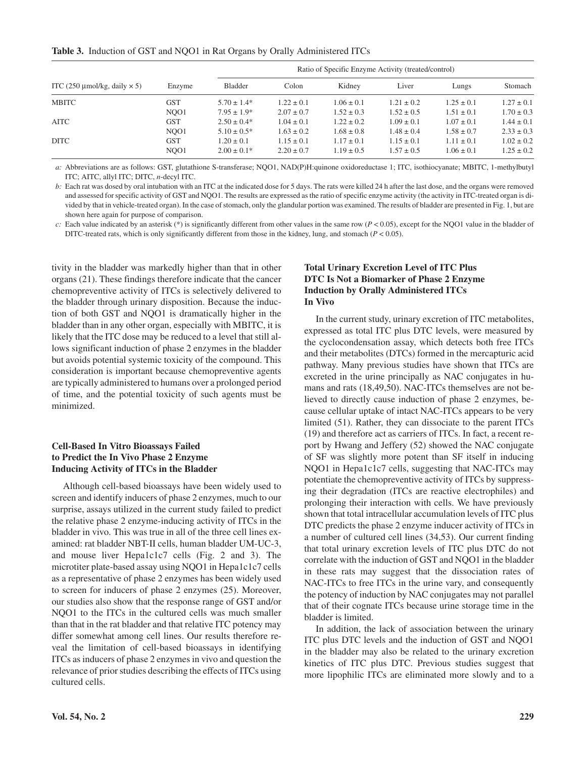**Table 3.** Induction of GST and NQO1 in Rat Organs by Orally Administered ITCs

| ITC (250 µmol/kg, daily × 5) | Enzyme | Ratio of Specific Enzyme Activity (treated/control) | | | | | |
|---|---|---|---|---|---|---|---|
| | | Bladder | Colon | Kidney | Liver | Lungs | Stomach |
| MBITC | GST | 5.70 ± 1.4* | 1.22 ± 0.1 | 1.06 ± 0.1 | 1.21 ± 0.2 | 1.25 ± 0.1 | 1.27 ± 0.1 |
| | NQO1 | 7.95 ± 1.9* | 2.07 ± 0.7 | 1.52 ± 0.3 | 1.52 ± 0.5 | 1.51 ± 0.1 | 1.70 ± 0.3 |
| AITC | GST | 2.50 ± 0.4* | 1.04 ± 0.1 | 1.22 ± 0.2 | 1.09 ± 0.1 | 1.07 ± 0.1 | 1.44 ± 0.1 |
| | NQO1 | 5.10 ± 0.5* | 1.63 ± 0.2 | 1.68 ± 0.8 | 1.48 ± 0.4 | 1.58 ± 0.7 | 2.33 ± 0.3 |
| DITC | GST | 1.20 ± 0.1 | 1.15 ± 0.1 | 1.17 ± 0.1 | 1.15 ± 0.1 | 1.11 ± 0.1 | 1.02 ± 0.2 |
| | NQO1 | 2.00 ± 0.1* | 2.20 ± 0.7 | 1.19 ± 0.5 | 1.57 ± 0.5 | 1.06 ± 0.1 | 1.25 ± 0.2 |

*a:* Abbreviations are as follows: GST, glutathione S-transferase; NQO1, NAD(P)H:quinone oxidoreductase 1; ITC, isothiocyanate; MBITC, 1-methylbutyl ITC; AITC, allyl ITC; DITC, *n*-decyl ITC.

*b:* Each rat was dosed by oral intubation with an ITC at the indicated dose for 5 days. The rats were killed 24 h after the last dose, and the organs were removed and assessed for specific activity of GST and NQO1. The results are expressed as the ratio of specific enzyme activity (the activity in ITC-treated organ is divided by that in vehicle-treated organ). In the case of stomach, only the glandular portion was examined. The results of bladder are presented in Fig. 1, but are shown here again for purpose of comparison.

*c:* Each value indicated by an asterisk (*) is significantly different from other values in the same row ($P < 0.05$), except for the NQO1 value in the bladder of DITC-treated rats, which is only significantly different from those in the kidney, lung, and stomach ($P < 0.05$).

tivity in the bladder was markedly higher than that in other organs (21). These findings therefore indicate that the cancer chemopreventive activity of ITCs is selectively delivered to the bladder through urinary disposition. Because the induction of both GST and NQO1 is dramatically higher in the bladder than in any other organ, especially with MBITC, it is likely that the ITC dose may be reduced to a level that still allows significant induction of phase 2 enzymes in the bladder but avoids potential systemic toxicity of the compound. This consideration is important because chemopreventive agents are typically administered to humans over a prolonged period of time, and the potential toxicity of such agents must be minimized.

### Cell-Based In Vitro Bioassays Failed to Predict the In Vivo Phase 2 Enzyme Inducing Activity of ITCs in the Bladder

Although cell-based bioassays have been widely used to screen and identify inducers of phase 2 enzymes, much to our surprise, assays utilized in the current study failed to predict the relative phase 2 enzyme-inducing activity of ITCs in the bladder in vivo. This was true in all of the three cell lines examined: rat bladder NBT-II cells, human bladder UM-UC-3, and mouse liver Hepa1c1c7 cells (Fig. 2 and 3). The microtiter plate-based assay using NQO1 in Hepa1c1c7 cells as a representative of phase 2 enzymes has been widely used to screen for inducers of phase 2 enzymes (25). Moreover, our studies also show that the response range of GST and/or NQO1 to the ITCs in the cultured cells was much smaller than that in the rat bladder and that relative ITC potency may differ somewhat among cell lines. Our results therefore reveal the limitation of cell-based bioassays in identifying ITCs as inducers of phase 2 enzymes in vivo and question the relevance of prior studies describing the effects of ITCs using cultured cells.

### Total Urinary Excretion Level of ITC Plus DTC Is Not a Biomarker of Phase 2 Enzyme Induction by Orally Administered ITCs In Vivo

In the current study, urinary excretion of ITC metabolites, expressed as total ITC plus DTC levels, were measured by the cyclocondensation assay, which detects both free ITCs and their metabolites (DTCs) formed in the mercapturic acid pathway. Many previous studies have shown that ITCs are excreted in the urine principally as NAC conjugates in humans and rats (18,49,50). NAC-ITCs themselves are not believed to directly cause induction of phase 2 enzymes, because cellular uptake of intact NAC-ITCs appears to be very limited (51). Rather, they can dissociate to the parent ITCs (19) and therefore act as carriers of ITCs. In fact, a recent report by Hwang and Jeffery (52) showed the NAC conjugate of SF was slightly more potent than SF itself in inducing NQO1 in Hepa1c1c7 cells, suggesting that NAC-ITCs may potentiate the chemopreventive activity of ITCs by suppressing their degradation (ITCs are reactive electrophiles) and prolonging their interaction with cells. We have previously shown that total intracellular accumulation levels of ITC plus DTC predicts the phase 2 enzyme inducer activity of ITCs in a number of cultured cell lines (34,53). Our current finding that total urinary excretion levels of ITC plus DTC do not correlate with the induction of GST and NQO1 in the bladder in these rats may suggest that the dissociation rates of NAC-ITCs to free ITCs in the urine vary, and consequently the potency of induction by NAC conjugates may not parallel that of their cognate ITCs because urine storage time in the bladder is limited.

In addition, the lack of association between the urinary ITC plus DTC levels and the induction of GST and NQO1 in the bladder may also be related to the urinary excretion kinetics of ITC plus DTC. Previous studies suggest that more lipophilic ITCs are eliminated more slowly and to a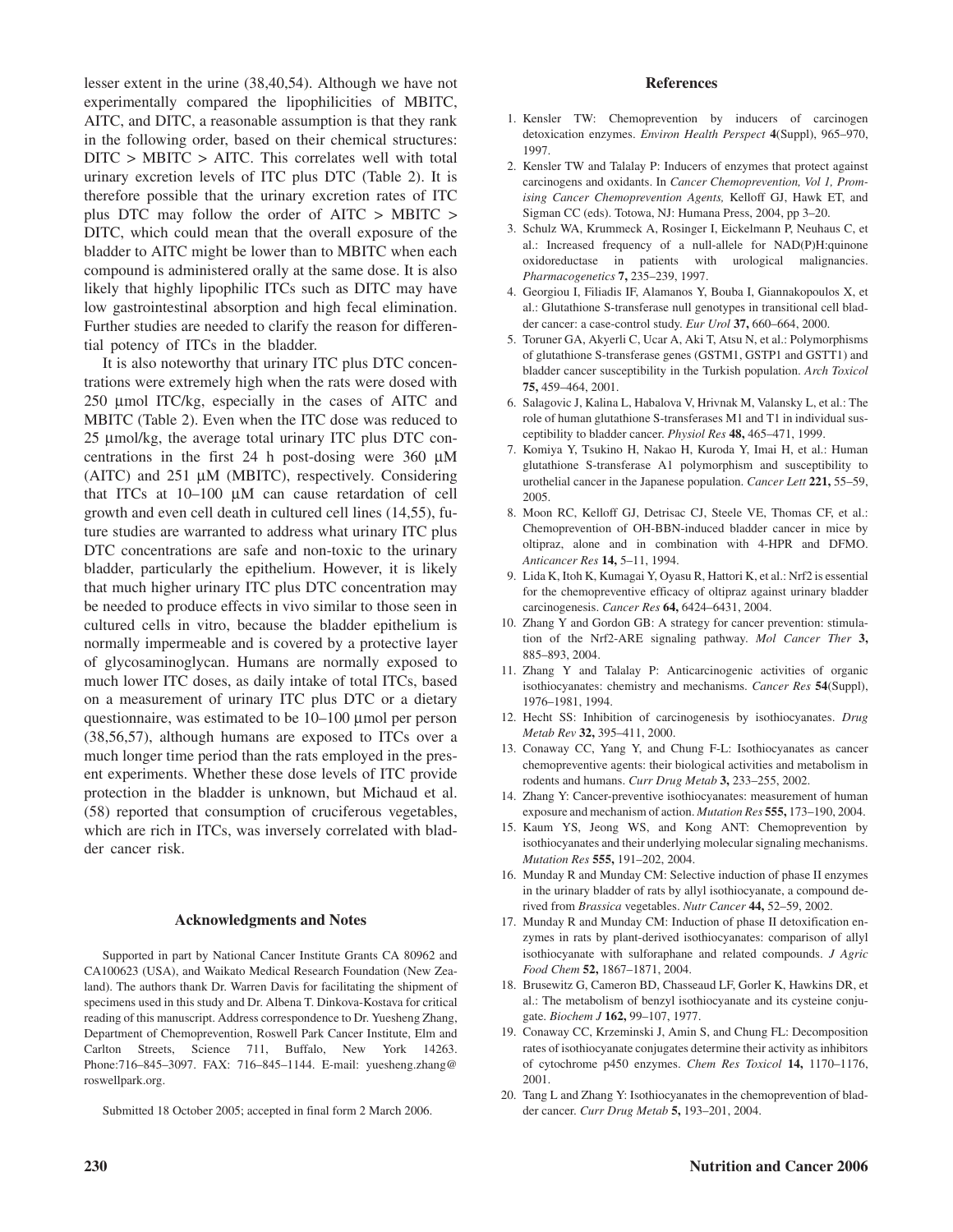lesser extent in the urine (38,40,54). Although we have not experimentally compared the lipophilicities of MBITC, AITC, and DITC, a reasonable assumption is that they rank in the following order, based on their chemical structures: DITC > MBITC > AITC. This correlates well with total urinary excretion levels of ITC plus DTC (Table 2). It is therefore possible that the urinary excretion rates of ITC plus DTC may follow the order of AITC > MBITC > DITC, which could mean that the overall exposure of the bladder to AITC might be lower than to MBITC when each compound is administered orally at the same dose. It is also likely that highly lipophilic ITCs such as DITC may have low gastrointestinal absorption and high fecal elimination. Further studies are needed to clarify the reason for differential potency of ITCs in the bladder.

It is also noteworthy that urinary ITC plus DTC concentrations were extremely high when the rats were dosed with 250 μmol ITC/kg, especially in the cases of AITC and MBITC (Table 2). Even when the ITC dose was reduced to 25 μmol/kg, the average total urinary ITC plus DTC concentrations in the first 24 h post-dosing were 360 μM (AITC) and 251 μM (MBITC), respectively. Considering that ITCs at 10–100 μM can cause retardation of cell growth and even cell death in cultured cell lines (14,55), future studies are warranted to address what urinary ITC plus DTC concentrations are safe and non-toxic to the urinary bladder, particularly the epithelium. However, it is likely that much higher urinary ITC plus DTC concentration may be needed to produce effects in vivo similar to those seen in cultured cells in vitro, because the bladder epithelium is normally impermeable and is covered by a protective layer of glycosaminoglycan. Humans are normally exposed to much lower ITC doses, as daily intake of total ITCs, based on a measurement of urinary ITC plus DTC or a dietary questionnaire, was estimated to be 10–100 μmol per person (38,56,57), although humans are exposed to ITCs over a much longer time period than the rats employed in the present experiments. Whether these dose levels of ITC provide protection in the bladder is unknown, but Michaud et al. (58) reported that consumption of cruciferous vegetables, which are rich in ITCs, was inversely correlated with bladder cancer risk.

## Acknowledgments and Notes

Supported in part by National Cancer Institute Grants CA 80962 and CA100623 (USA), and Waikato Medical Research Foundation (New Zealand). The authors thank Dr. Warren Davis for facilitating the shipment of specimens used in this study and Dr. Albena T. Dinkova-Kostava for critical reading of this manuscript. Address correspondence to Dr. Yuesheng Zhang, Department of Chemoprevention, Roswell Park Cancer Institute, Elm and Carlton Streets, Science 711, Buffalo, New York 14263. Phone:716–845–3097. FAX: 716–845–1144. E-mail: yuesheng.zhang@roswellpark.org.

Submitted 18 October 2005; accepted in final form 2 March 2006.

## References

1. Kensler TW: Chemoprevention by inducers of carcinogen detoxication enzymes. *Environ Health Perspect* **4**(Suppl), 965–970, 1997.
2. Kensler TW and Talalay P: Inducers of enzymes that protect against carcinogens and oxidants. In *Cancer Chemoprevention, Vol 1, Promising Cancer Chemoprevention Agents,* Kelloff GJ, Hawk ET, and Sigman CC (eds). Totowa, NJ: Humana Press, 2004, pp 3–20.
3. Schulz WA, Krummeck A, Rosinger I, Eickelmann P, Neuhaus C, et al.: Increased frequency of a null-allele for NAD(P)H:quinone oxidoreductase in patients with urological malignancies. *Pharmacogenetics* **7,** 235–239, 1997.
4. Georgiou I, Filiadis IF, Alamanos Y, Bouba I, Giannakopoulos X, et al.: Glutathione S-transferase null genotypes in transitional cell bladder cancer: a case-control study. *Eur Urol* **37,** 660–664, 2000.
5. Toruner GA, Akyerli C, Ucar A, Aki T, Atsu N, et al.: Polymorphisms of glutathione S-transferase genes (GSTM1, GSTP1 and GSTT1) and bladder cancer susceptibility in the Turkish population. *Arch Toxicol* **75,** 459–464, 2001.
6. Salagovic J, Kalina L, Habalova V, Hrivnak M, Valansky L, et al.: The role of human glutathione S-transferases M1 and T1 in individual susceptibility to bladder cancer. *Physiol Res* **48,** 465–471, 1999.
7. Komiya Y, Tsukino H, Nakao H, Kuroda Y, Imai H, et al.: Human glutathione S-transferase A1 polymorphism and susceptibility to urothelial cancer in the Japanese population. *Cancer Lett* **221,** 55–59, 2005.
8. Moon RC, Kelloff GJ, Detrisac CJ, Steele VE, Thomas CF, et al.: Chemoprevention of OH-BBN-induced bladder cancer in mice by oltipraz, alone and in combination with 4-HPR and DFMO. *Anticancer Res* **14,** 5–11, 1994.
9. Lida K, Itoh K, Kumagai Y, Oyasu R, Hattori K, et al.: Nrf2 is essential for the chemopreventive efficacy of oltipraz against urinary bladder carcinogenesis. *Cancer Res* **64,** 6424–6431, 2004.
10. Zhang Y and Gordon GB: A strategy for cancer prevention: stimulation of the Nrf2-ARE signaling pathway. *Mol Cancer Ther* **3,** 885–893, 2004.
11. Zhang Y and Talalay P: Anticarcinogenic activities of organic isothiocyanates: chemistry and mechanisms. *Cancer Res* **54**(Suppl), 1976–1981, 1994.
12. Hecht SS: Inhibition of carcinogenesis by isothiocyanates. *Drug Metab Rev* **32,** 395–411, 2000.
13. Conaway CC, Yang Y, and Chung F-L: Isothiocyanates as cancer chemopreventive agents: their biological activities and metabolism in rodents and humans. *Curr Drug Metab* **3,** 233–255, 2002.
14. Zhang Y: Cancer-preventive isothiocyanates: measurement of human exposure and mechanism of action. *Mutation Res* **555,** 173–190, 2004.
15. Kaum YS, Jeong WS, and Kong ANT: Chemoprevention by isothiocyanates and their underlying molecular signaling mechanisms. *Mutation Res* **555,** 191–202, 2004.
16. Munday R and Munday CM: Selective induction of phase II enzymes in the urinary bladder of rats by allyl isothiocyanate, a compound derived from *Brassica* vegetables. *Nutr Cancer* **44,** 52–59, 2002.
17. Munday R and Munday CM: Induction of phase II detoxification enzymes in rats by plant-derived isothiocyanates: comparison of allyl isothiocyanate with sulforaphane and related compounds. *J Agric Food Chem* **52,** 1867–1871, 2004.
18. Brusewitz G, Cameron BD, Chasseaud LF, Gorler K, Hawkins DR, et al.: The metabolism of benzyl isothiocyanate and its cysteine conjugate. *Biochem J* **162,** 99–107, 1977.
19. Conaway CC, Krzeminski J, Amin S, and Chung FL: Decomposition rates of isothiocyanate conjugates determine their activity as inhibitors of cytochrome p450 enzymes. *Chem Res Toxicol* **14,** 1170–1176, 2001.
20. Tang L and Zhang Y: Isothiocyanates in the chemoprevention of bladder cancer. *Curr Drug Metab* **5,** 193–201, 2004.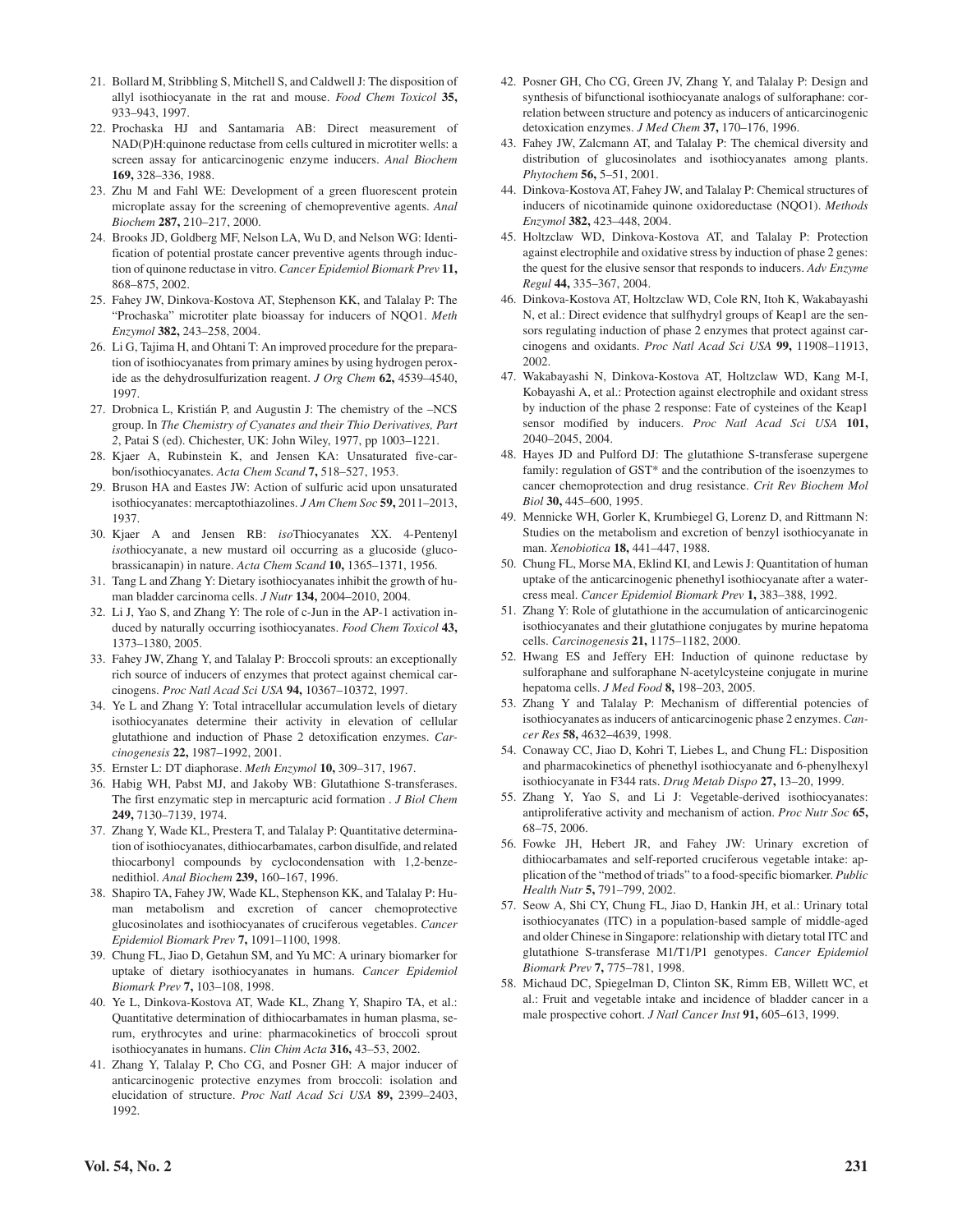21. Bollard M, Stribbling S, Mitchell S, and Caldwell J: The disposition of allyl isothiocyanate in the rat and mouse. *Food Chem Toxicol* **35,** 933–943, 1997.
22. Prochaska HJ and Santamaria AB: Direct measurement of NAD(P)H:quinone reductase from cells cultured in microtiter wells: a screen assay for anticarcinogenic enzyme inducers. *Anal Biochem* **169,** 328–336, 1988.
23. Zhu M and Fahl WE: Development of a green fluorescent protein microplate assay for the screening of chemopreventive agents. *Anal Biochem* **287,** 210–217, 2000.
24. Brooks JD, Goldberg MF, Nelson LA, Wu D, and Nelson WG: Identification of potential prostate cancer preventive agents through induction of quinone reductase in vitro. *Cancer Epidemiol Biomark Prev* **11,** 868–875, 2002.
25. Fahey JW, Dinkova-Kostova AT, Stephenson KK, and Talalay P: The "Prochaska" microtiter plate bioassay for inducers of NQO1. *Meth Enzymol* **382,** 243–258, 2004.
26. Li G, Tajima H, and Ohtani T: An improved procedure for the preparation of isothiocyanates from primary amines by using hydrogen peroxide as the dehydrosulfurization reagent. *J Org Chem* **62,** 4539–4540, 1997.
27. Drobnica L, Kristián P, and Augustin J: The chemistry of the –NCS group. In *The Chemistry of Cyanates and their Thio Derivatives, Part 2*, Patai S (ed). Chichester, UK: John Wiley, 1977, pp 1003–1221.
28. Kjaer A, Rubinstein K, and Jensen KA: Unsaturated five-carbon/isothiocyanates. *Acta Chem Scand* **7,** 518–527, 1953.
29. Bruson HA and Eastes JW: Action of sulfuric acid upon unsaturated isothiocyanates: mercaptothiazolines. *J Am Chem Soc* **59,** 2011–2013, 1937.
30. Kjaer A and Jensen RB: *iso*Thiocyanates XX. 4-Pentenyl *iso*thiocyanate, a new mustard oil occurring as a glucoside (glucobrassicanapin) in nature. *Acta Chem Scand* **10,** 1365–1371, 1956.
31. Tang L and Zhang Y: Dietary isothiocyanates inhibit the growth of human bladder carcinoma cells. *J Nutr* **134,** 2004–2010, 2004.
32. Li J, Yao S, and Zhang Y: The role of c-Jun in the AP-1 activation induced by naturally occurring isothiocyanates. *Food Chem Toxicol* **43,** 1373–1380, 2005.
33. Fahey JW, Zhang Y, and Talalay P: Broccoli sprouts: an exceptionally rich source of inducers of enzymes that protect against chemical carcinogens. *Proc Natl Acad Sci USA* **94,** 10367–10372, 1997.
34. Ye L and Zhang Y: Total intracellular accumulation levels of dietary isothiocyanates determine their activity in elevation of cellular glutathione and induction of Phase 2 detoxification enzymes. *Carcinogenesis* **22,** 1987–1992, 2001.
35. Ernster L: DT diaphorase. *Meth Enzymol* **10,** 309–317, 1967.
36. Habig WH, Pabst MJ, and Jakoby WB: Glutathione S-transferases. The first enzymatic step in mercapturic acid formation . *J Biol Chem* **249,** 7130–7139, 1974.
37. Zhang Y, Wade KL, Prestera T, and Talalay P: Quantitative determination of isothiocyanates, dithiocarbamates, carbon disulfide, and related thiocarbonyl compounds by cyclocondensation with 1,2-benzenedithiol. *Anal Biochem* **239,** 160–167, 1996.
38. Shapiro TA, Fahey JW, Wade KL, Stephenson KK, and Talalay P: Human metabolism and excretion of cancer chemoprotective glucosinolates and isothiocyanates of cruciferous vegetables. *Cancer Epidemiol Biomark Prev* **7,** 1091–1100, 1998.
39. Chung FL, Jiao D, Getahun SM, and Yu MC: A urinary biomarker for uptake of dietary isothiocyanates in humans. *Cancer Epidemiol Biomark Prev* **7,** 103–108, 1998.
40. Ye L, Dinkova-Kostova AT, Wade KL, Zhang Y, Shapiro TA, et al.: Quantitative determination of dithiocarbamates in human plasma, serum, erythrocytes and urine: pharmacokinetics of broccoli sprout isothiocyanates in humans. *Clin Chim Acta* **316,** 43–53, 2002.
41. Zhang Y, Talalay P, Cho CG, and Posner GH: A major inducer of anticarcinogenic protective enzymes from broccoli: isolation and elucidation of structure. *Proc Natl Acad Sci USA* **89,** 2399–2403, 1992.
42. Posner GH, Cho CG, Green JV, Zhang Y, and Talalay P: Design and synthesis of bifunctional isothiocyanate analogs of sulforaphane: correlation between structure and potency as inducers of anticarcinogenic detoxication enzymes. *J Med Chem* **37,** 170–176, 1996.
43. Fahey JW, Zalcmann AT, and Talalay P: The chemical diversity and distribution of glucosinolates and isothiocyanates among plants. *Phytochem* **56,** 5–51, 2001.
44. Dinkova-Kostova AT, Fahey JW, and Talalay P: Chemical structures of inducers of nicotinamide quinone oxidoreductase (NQO1). *Methods Enzymol* **382,** 423–448, 2004.
45. Holtzclaw WD, Dinkova-Kostova AT, and Talalay P: Protection against electrophile and oxidative stress by induction of phase 2 genes: the quest for the elusive sensor that responds to inducers. *Adv Enzyme Regul* **44,** 335–367, 2004.
46. Dinkova-Kostova AT, Holtzclaw WD, Cole RN, Itoh K, Wakabayashi N, et al.: Direct evidence that sulfhydryl groups of Keap1 are the sensors regulating induction of phase 2 enzymes that protect against carcinogens and oxidants. *Proc Natl Acad Sci USA* **99,** 11908–11913, 2002.
47. Wakabayashi N, Dinkova-Kostova AT, Holtzclaw WD, Kang M-I, Kobayashi A, et al.: Protection against electrophile and oxidant stress by induction of the phase 2 response: Fate of cysteines of the Keap1 sensor modified by inducers. *Proc Natl Acad Sci USA* **101,** 2040–2045, 2004.
48. Hayes JD and Pulford DJ: The glutathione S-transferase supergene family: regulation of GST* and the contribution of the isoenzymes to cancer chemoprotection and drug resistance. *Crit Rev Biochem Mol Biol* **30,** 445–600, 1995.
49. Mennicke WH, Gorler K, Krumbiegel G, Lorenz D, and Rittmann N: Studies on the metabolism and excretion of benzyl isothiocyanate in man. *Xenobiotica* **18,** 441–447, 1988.
50. Chung FL, Morse MA, Eklind KI, and Lewis J: Quantitation of human uptake of the anticarcinogenic phenethyl isothiocyanate after a watercress meal. *Cancer Epidemiol Biomark Prev* **1,** 383–388, 1992.
51. Zhang Y: Role of glutathione in the accumulation of anticarcinogenic isothiocyanates and their glutathione conjugates by murine hepatoma cells. *Carcinogenesis* **21,** 1175–1182, 2000.
52. Hwang ES and Jeffery EH: Induction of quinone reductase by sulforaphane and sulforaphane N-acetylcysteine conjugate in murine hepatoma cells. *J Med Food* **8,** 198–203, 2005.
53. Zhang Y and Talalay P: Mechanism of differential potencies of isothiocyanates as inducers of anticarcinogenic phase 2 enzymes. *Cancer Res* **58,** 4632–4639, 1998.
54. Conaway CC, Jiao D, Kohri T, Liebes L, and Chung FL: Disposition and pharmacokinetics of phenethyl isothiocyanate and 6-phenylhexyl isothiocyanate in F344 rats. *Drug Metab Dispo* **27,** 13–20, 1999.
55. Zhang Y, Yao S, and Li J: Vegetable-derived isothiocyanates: antiproliferative activity and mechanism of action. *Proc Nutr Soc* **65,** 68–75, 2006.
56. Fowke JH, Hebert JR, and Fahey JW: Urinary excretion of dithiocarbamates and self-reported cruciferous vegetable intake: application of the "method of triads" to a food-specific biomarker. *Public Health Nutr* **5,** 791–799, 2002.
57. Seow A, Shi CY, Chung FL, Jiao D, Hankin JH, et al.: Urinary total isothiocyanates (ITC) in a population-based sample of middle-aged and older Chinese in Singapore: relationship with dietary total ITC and glutathione S-transferase M1/T1/P1 genotypes. *Cancer Epidemiol Biomark Prev* **7,** 775–781, 1998.
58. Michaud DC, Spiegelman D, Clinton SK, Rimm EB, Willett WC, et al.: Fruit and vegetable intake and incidence of bladder cancer in a male prospective cohort. *J Natl Cancer Inst* **91,** 605–613, 1999.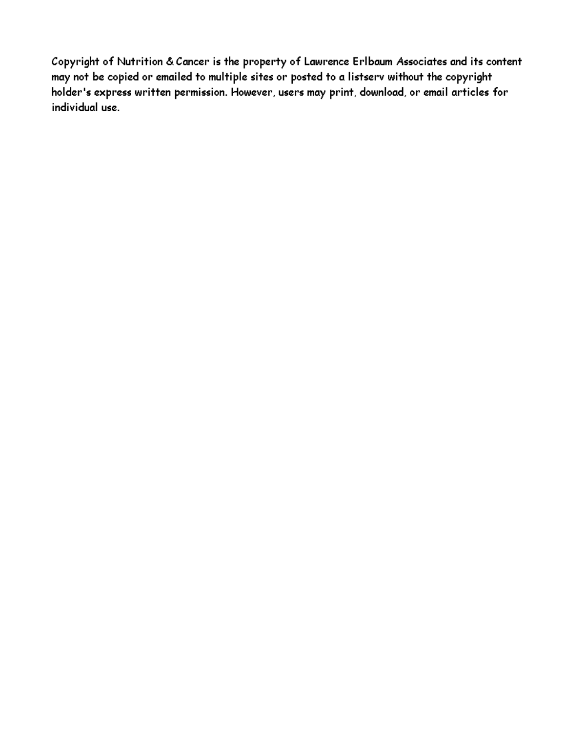Copyright of Nutrition & Cancer is the property of Lawrence Erlbaum Associates and its content may not be copied or emailed to multiple sites or posted to a listserv without the copyright holder's express written permission. However, users may print, download, or email articles for individual use.